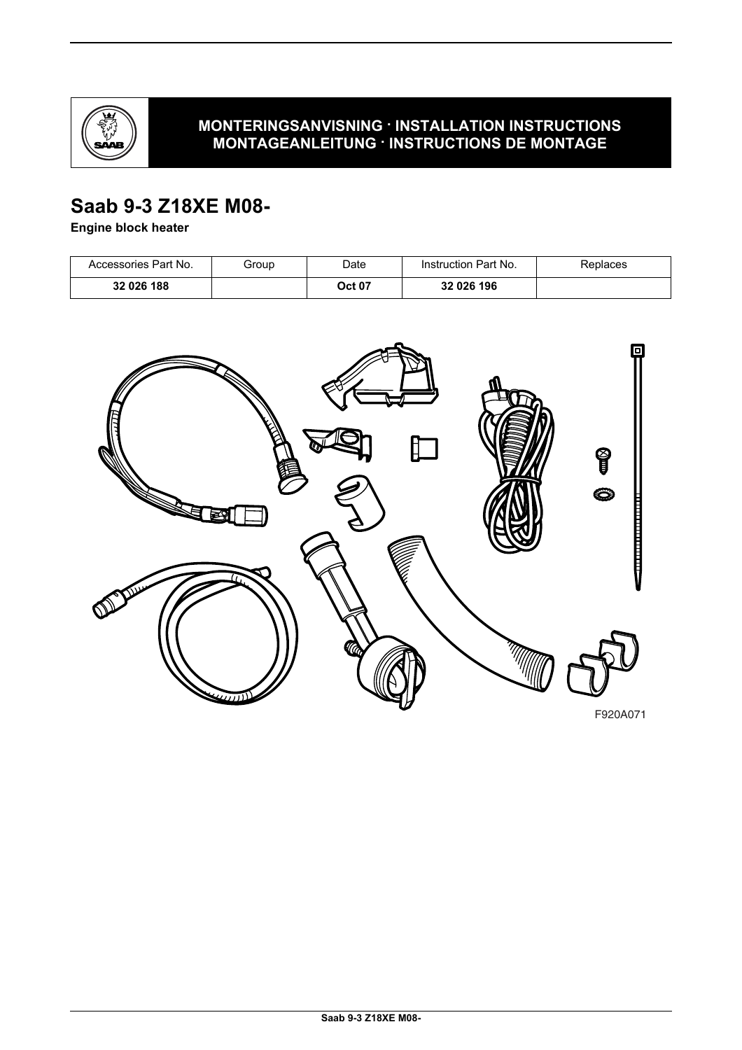**MONTERINGSANVISNING · INSTALLATION INSTRUCTIONS**
**MONTAGEANLEITUNG · INSTRUCTIONS DE MONTAGE**

# Saab 9-3 Z18XE M08-

**Engine block heater**

| Accessories Part No. | Group | Date | Instruction Part No. | Replaces |
|---|---|---|---|---|
| **32 026 188** | | **Oct 07** | **32 026 196** | |

F920A071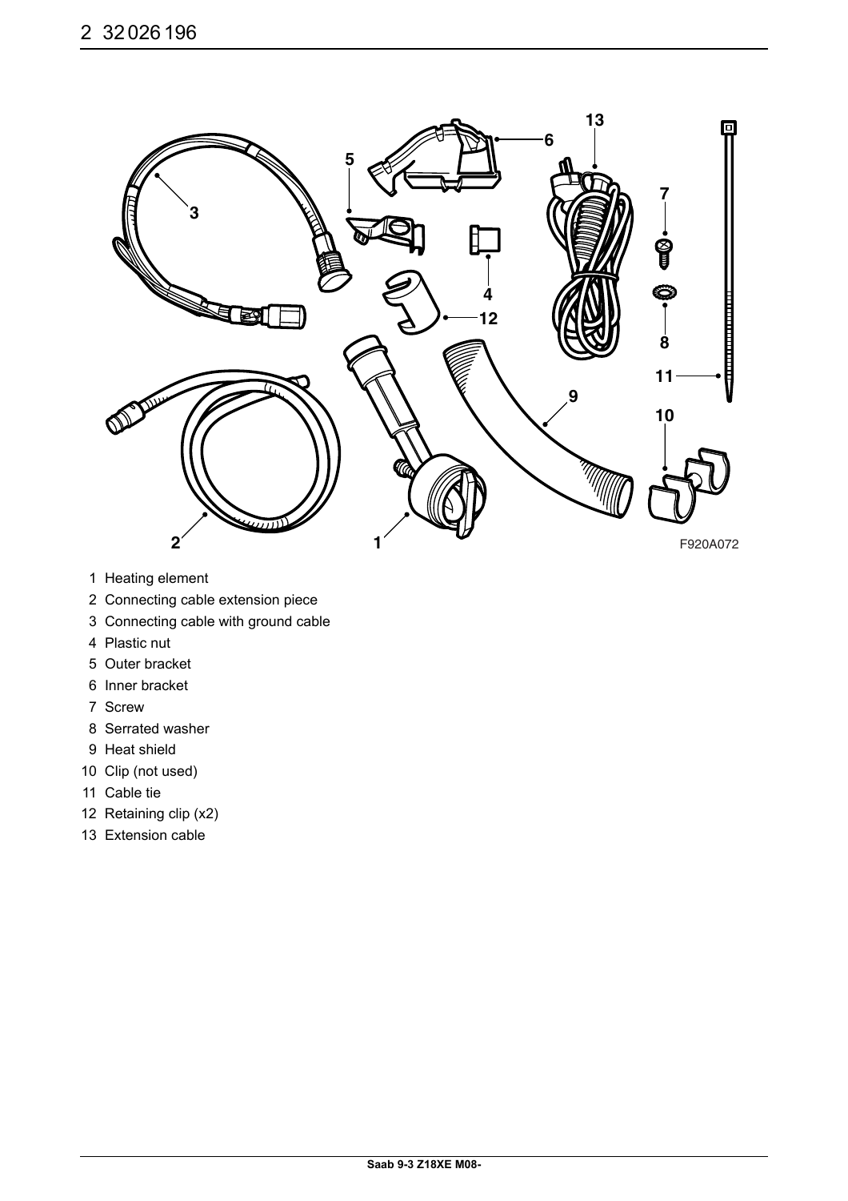# 2 32 026 196

F920A072

1 Heating element
2 Connecting cable extension piece
3 Connecting cable with ground cable
4 Plastic nut
5 Outer bracket
6 Inner bracket
7 Screw
8 Serrated washer
9 Heat shield
10 Clip (not used)
11 Cable tie
12 Retaining clip (x2)
13 Extension cable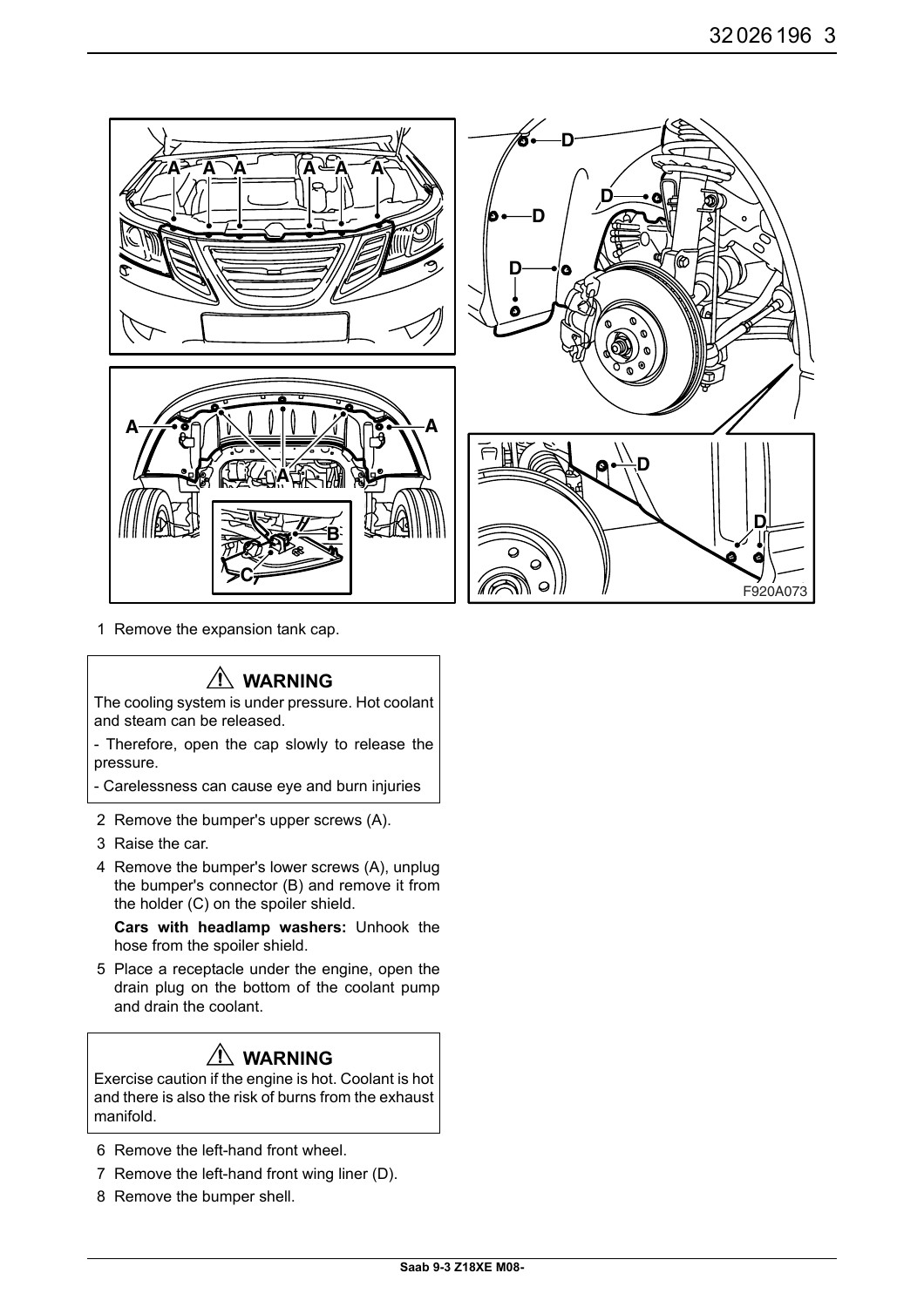1. Remove the expansion tank cap.

> **⚠ WARNING**
>
> The cooling system is under pressure. Hot coolant and steam can be released.
>
> - Therefore, open the cap slowly to release the pressure.
>
> - Carelessness can cause eye and burn injuries

2. Remove the bumper's upper screws (A).
3. Raise the car.
4. Remove the bumper's lower screws (A), unplug the bumper's connector (B) and remove it from the holder (C) on the spoiler shield.

   **Cars with headlamp washers:** Unhook the hose from the spoiler shield.

5. Place a receptacle under the engine, open the drain plug on the bottom of the coolant pump and drain the coolant.

> **⚠ WARNING**
>
> Exercise caution if the engine is hot. Coolant is hot and there is also the risk of burns from the exhaust manifold.

6. Remove the left-hand front wheel.
7. Remove the left-hand front wing liner (D).
8. Remove the bumper shell.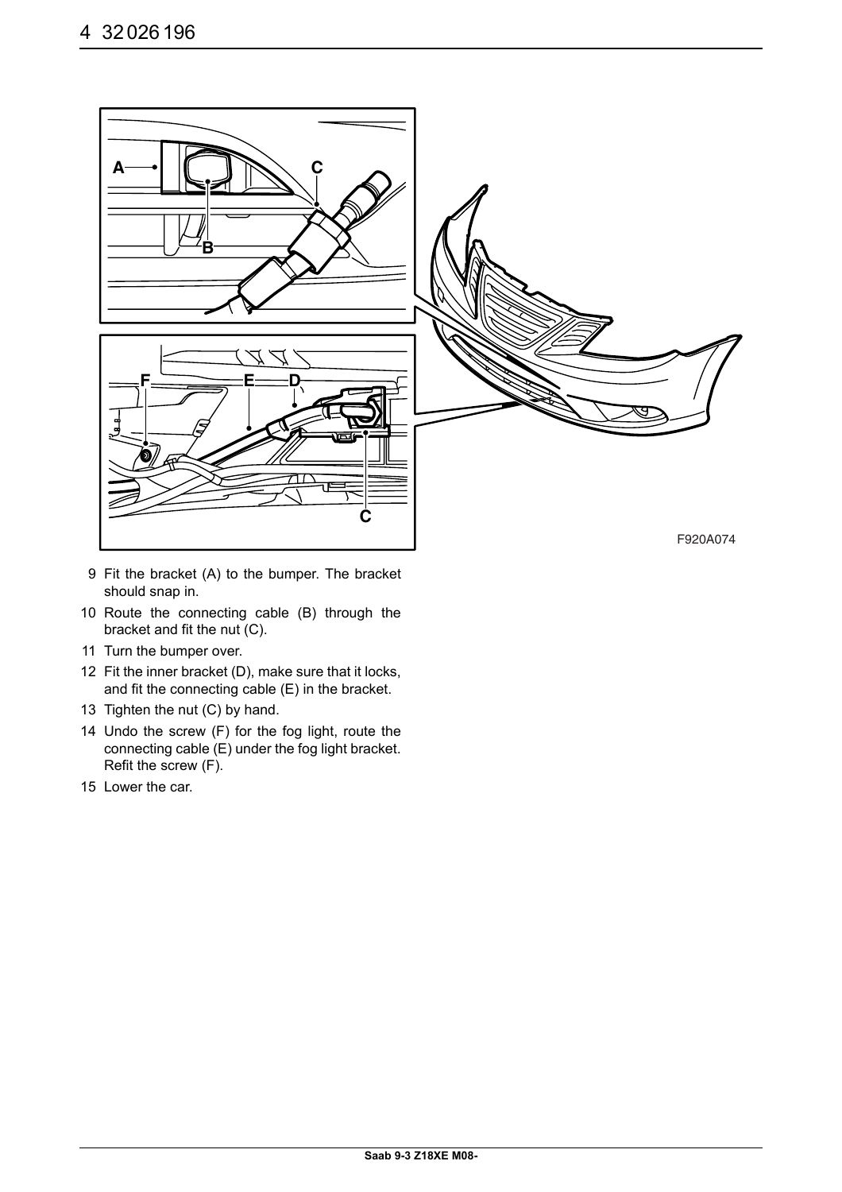F920A074

9. Fit the bracket (A) to the bumper. The bracket should snap in.
10. Route the connecting cable (B) through the bracket and fit the nut (C).
11. Turn the bumper over.
12. Fit the inner bracket (D), make sure that it locks, and fit the connecting cable (E) in the bracket.
13. Tighten the nut (C) by hand.
14. Undo the screw (F) for the fog light, route the connecting cable (E) under the fog light bracket. Refit the screw (F).
15. Lower the car.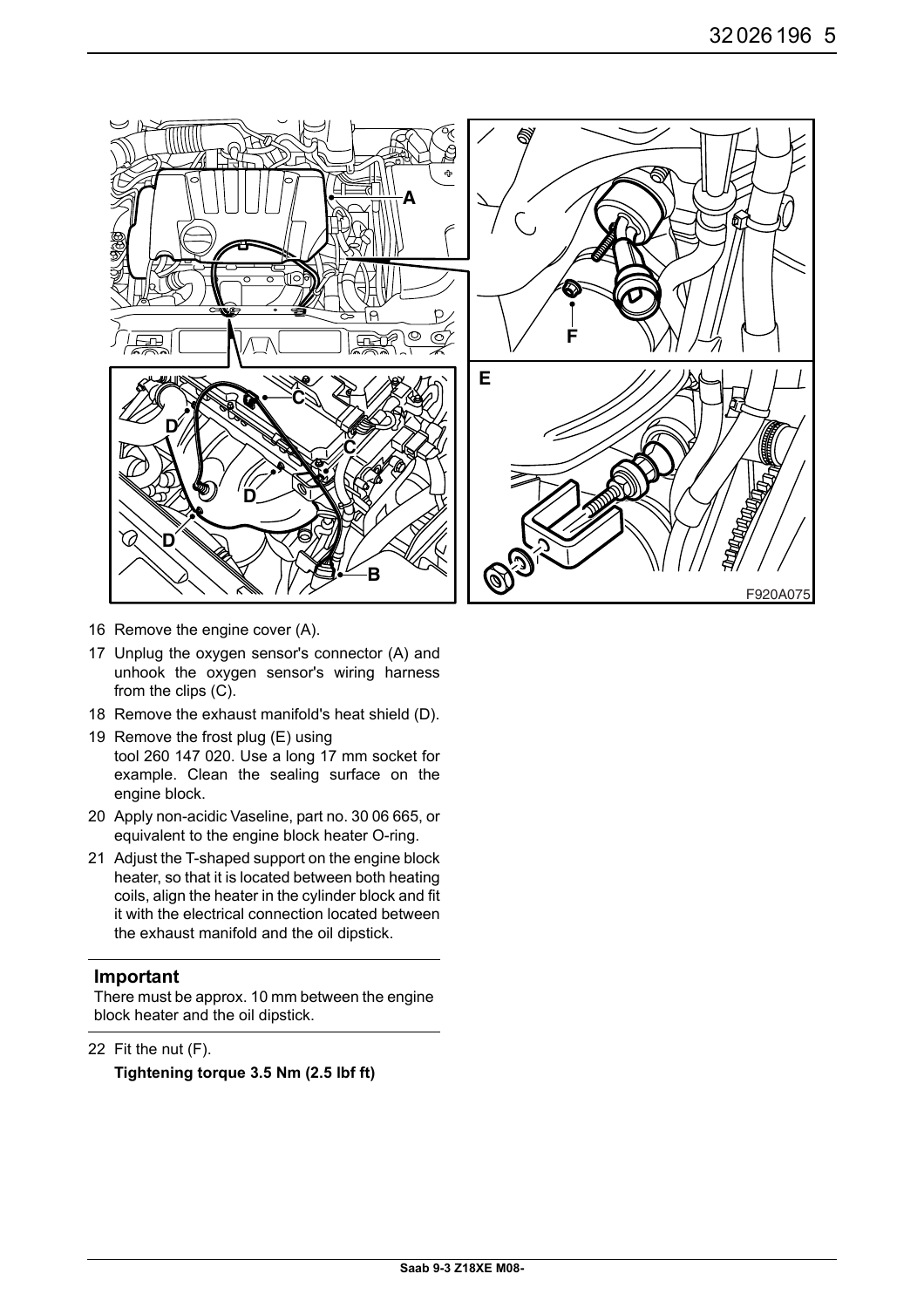16 Remove the engine cover (A).
17 Unplug the oxygen sensor's connector (A) and unhook the oxygen sensor's wiring harness from the clips (C).
18 Remove the exhaust manifold's heat shield (D).
19 Remove the frost plug (E) using tool 260 147 020. Use a long 17 mm socket for example. Clean the sealing surface on the engine block.
20 Apply non-acidic Vaseline, part no. 30 06 665, or equivalent to the engine block heater O-ring.
21 Adjust the T-shaped support on the engine block heater, so that it is located between both heating coils, align the heater in the cylinder block and fit it with the electrical connection located between the exhaust manifold and the oil dipstick.

**Important**

There must be approx. 10 mm between the engine block heater and the oil dipstick.

22 Fit the nut (F).

**Tightening torque 3.5 Nm (2.5 lbf ft)**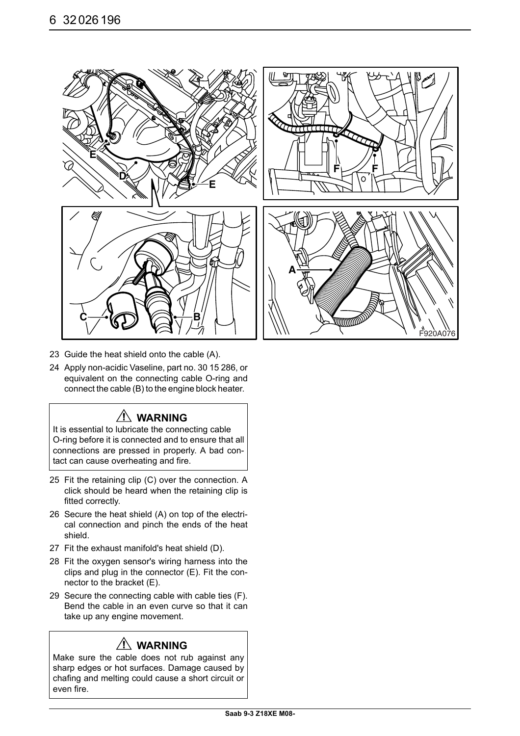F920A076

23 Guide the heat shield onto the cable (A).

24 Apply non-acidic Vaseline, part no. 30 15 286, or equivalent on the connecting cable O-ring and connect the cable (B) to the engine block heater.

> ⚠ **WARNING**
>
> It is essential to lubricate the connecting cable O-ring before it is connected and to ensure that all connections are pressed in properly. A bad contact can cause overheating and fire.

25 Fit the retaining clip (C) over the connection. A click should be heard when the retaining clip is fitted correctly.

26 Secure the heat shield (A) on top of the electrical connection and pinch the ends of the heat shield.

27 Fit the exhaust manifold's heat shield (D).

28 Fit the oxygen sensor's wiring harness into the clips and plug in the connector (E). Fit the connector to the bracket (E).

29 Secure the connecting cable with cable ties (F). Bend the cable in an even curve so that it can take up any engine movement.

> ⚠ **WARNING**
>
> Make sure the cable does not rub against any sharp edges or hot surfaces. Damage caused by chafing and melting could cause a short circuit or even fire.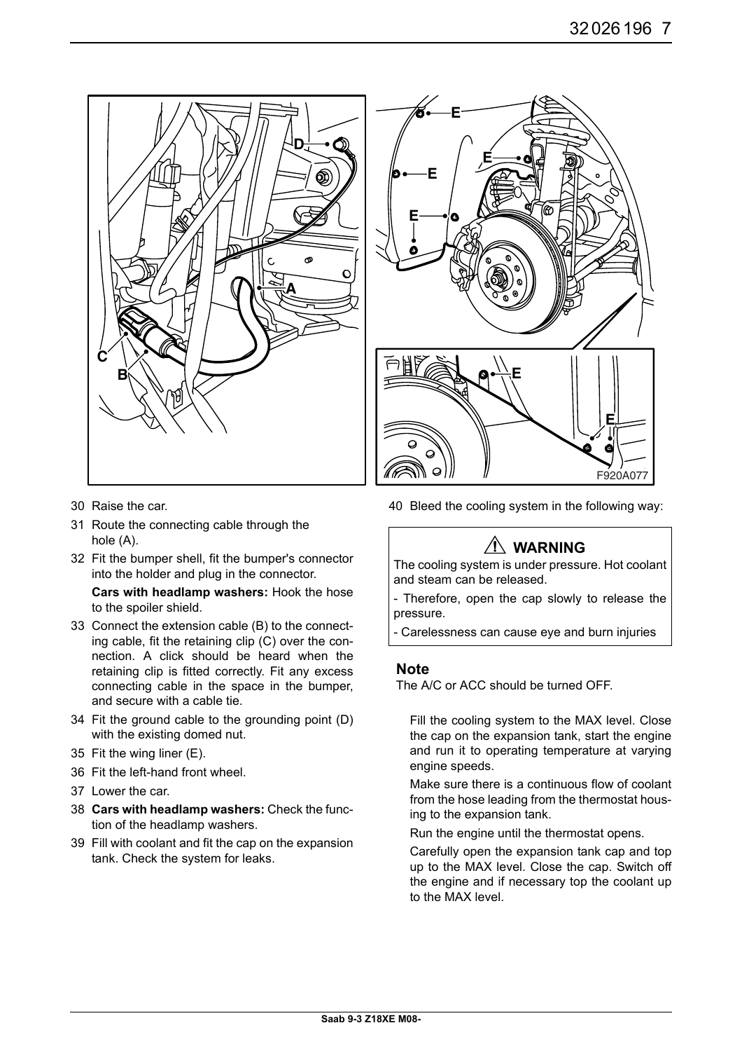30 Raise the car.

31 Route the connecting cable through the hole (A).

32 Fit the bumper shell, fit the bumper's connector into the holder and plug in the connector.

**Cars with headlamp washers:** Hook the hose to the spoiler shield.

33 Connect the extension cable (B) to the connecting cable, fit the retaining clip (C) over the connection. A click should be heard when the retaining clip is fitted correctly. Fit any excess connecting cable in the space in the bumper, and secure with a cable tie.

34 Fit the ground cable to the grounding point (D) with the existing domed nut.

35 Fit the wing liner (E).

36 Fit the left-hand front wheel.

37 Lower the car.

38 **Cars with headlamp washers:** Check the function of the headlamp washers.

39 Fill with coolant and fit the cap on the expansion tank. Check the system for leaks.

40 Bleed the cooling system in the following way:

> ⚠ **WARNING**
>
> The cooling system is under pressure. Hot coolant and steam can be released.
>
> - Therefore, open the cap slowly to release the pressure.
>
> - Carelessness can cause eye and burn injuries

### Note

The A/C or ACC should be turned OFF.

Fill the cooling system to the MAX level. Close the cap on the expansion tank, start the engine and run it to operating temperature at varying engine speeds.

Make sure there is a continuous flow of coolant from the hose leading from the thermostat housing to the expansion tank.

Run the engine until the thermostat opens.

Carefully open the expansion tank cap and top up to the MAX level. Close the cap. Switch off the engine and if necessary top the coolant up to the MAX level.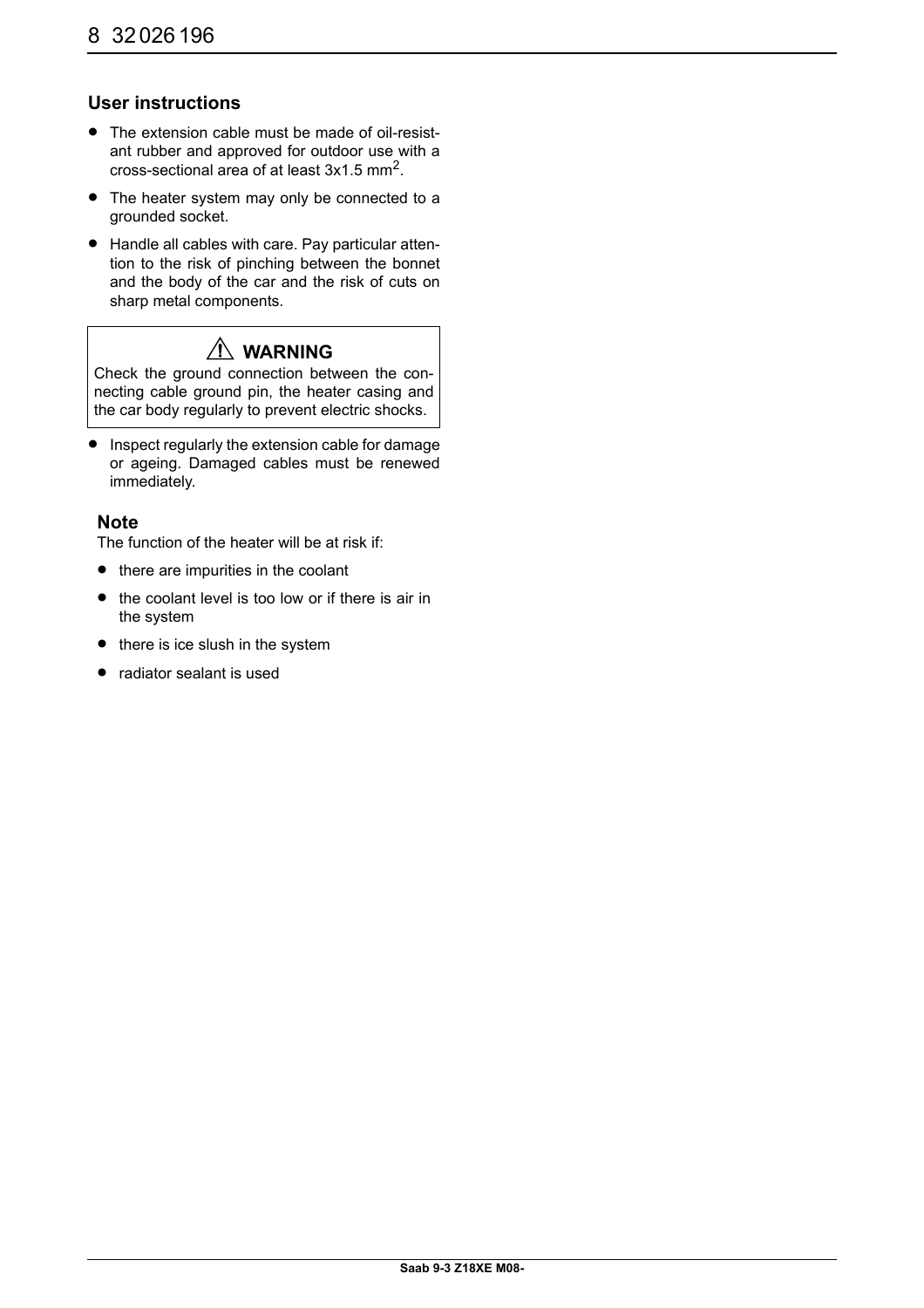## User instructions

- The extension cable must be made of oil-resistant rubber and approved for outdoor use with a cross-sectional area of at least 3x1.5 $mm^2$.
- The heater system may only be connected to a grounded socket.
- Handle all cables with care. Pay particular attention to the risk of pinching between the bonnet and the body of the car and the risk of cuts on sharp metal components.

> ⚠ **WARNING**
>
> Check the ground connection between the connecting cable ground pin, the heater casing and the car body regularly to prevent electric shocks.

- Inspect regularly the extension cable for damage or ageing. Damaged cables must be renewed immediately.

### Note

The function of the heater will be at risk if:

- there are impurities in the coolant
- the coolant level is too low or if there is air in the system
- there is ice slush in the system
- radiator sealant is used